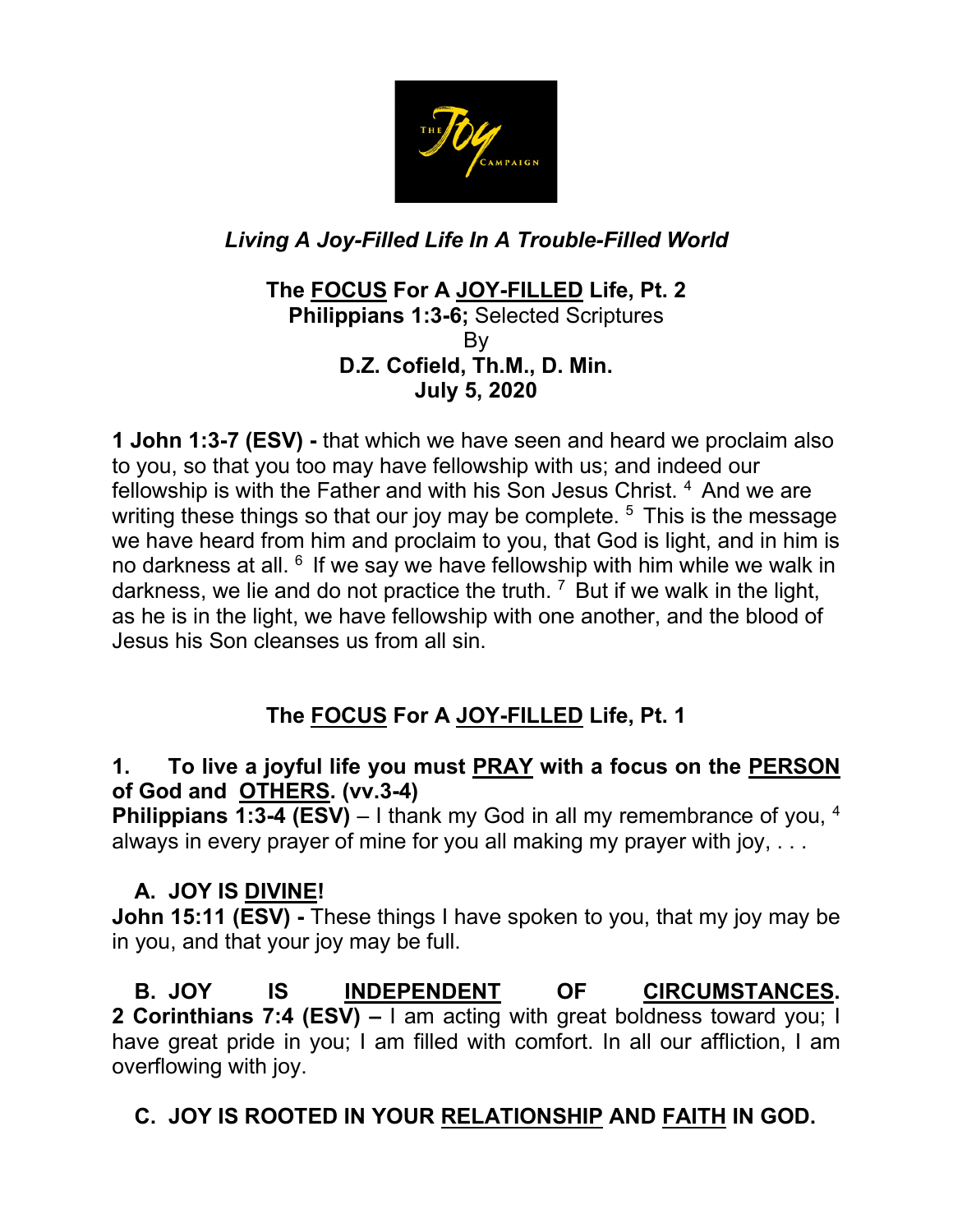*Living A Joy-Filled Life In A Trouble-Filled World*

**The FOCUS For A JOY-FILLED Life, Pt. 2**
**Philippians 1:3-6;** Selected Scriptures
By
**D.Z. Cofield, Th.M., D. Min.**
**July 5, 2020**

**1 John 1:3-7 (ESV) -** that which we have seen and heard we proclaim also to you, so that you too may have fellowship with us; and indeed our fellowship is with the Father and with his Son Jesus Christ. [4] And we are writing these things so that our joy may be complete. [5] This is the message we have heard from him and proclaim to you, that God is light, and in him is no darkness at all. [6] If we say we have fellowship with him while we walk in darkness, we lie and do not practice the truth. [7] But if we walk in the light, as he is in the light, we have fellowship with one another, and the blood of Jesus his Son cleanses us from all sin.

## The FOCUS For A JOY-FILLED Life, Pt. 1

**1. To live a joyful life you must PRAY with a focus on the PERSON of God and OTHERS. (vv.3-4)**

**Philippians 1:3-4 (ESV)** – I thank my God in all my remembrance of you, [4] always in every prayer of mine for you all making my prayer with joy, . . .

**A. JOY IS DIVINE!**

**John 15:11 (ESV) -** These things I have spoken to you, that my joy may be in you, and that your joy may be full.

**B. JOY IS INDEPENDENT OF CIRCUMSTANCES.**

**2 Corinthians 7:4 (ESV) –** I am acting with great boldness toward you; I have great pride in you; I am filled with comfort. In all our affliction, I am overflowing with joy.

**C. JOY IS ROOTED IN YOUR RELATIONSHIP AND FAITH IN GOD.**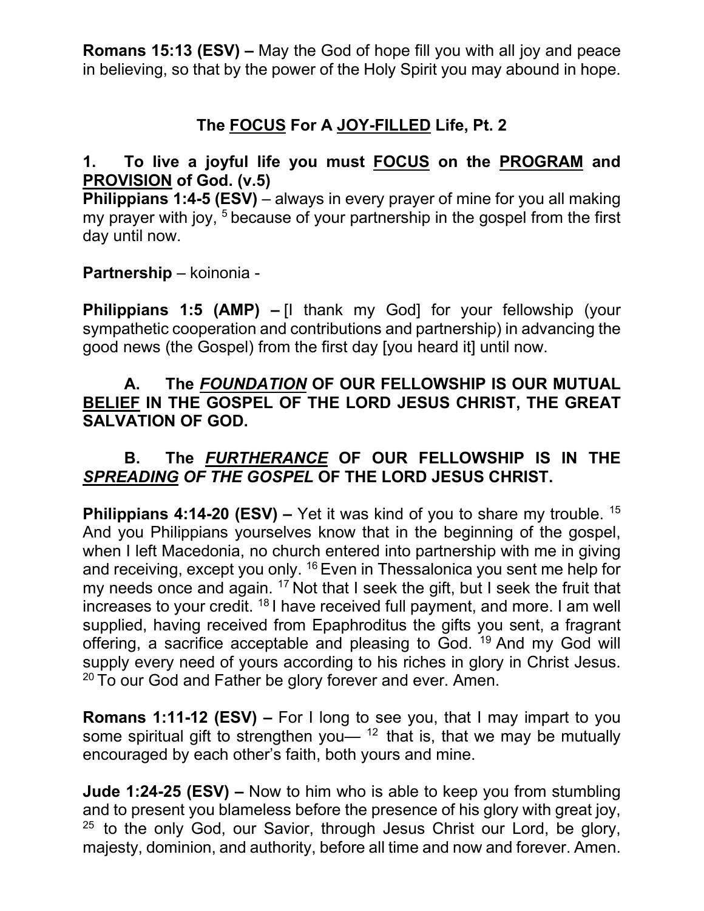**Romans 15:13 (ESV) –** May the God of hope fill you with all joy and peace in believing, so that by the power of the Holy Spirit you may abound in hope.

## The <u>FOCUS</u> For A <u>JOY-FILLED</u> Life, Pt. 2

### 1. To live a joyful life you must <u>FOCUS</u> on the <u>PROGRAM</u> and <u>PROVISION</u> of God. (v.5)

**Philippians 1:4-5 (ESV)** – always in every prayer of mine for you all making my prayer with joy, [5] because of your partnership in the gospel from the first day until now.

**Partnership** – koinonia -

**Philippians 1:5 (AMP) –** [I thank my God] for your fellowship (your sympathetic cooperation and contributions and partnership) in advancing the good news (the Gospel) from the first day [you heard it] until now.

**A. The <u>*FOUNDATION*</u> OF OUR FELLOWSHIP IS OUR MUTUAL <u>BELIEF</u> IN THE GOSPEL OF THE LORD JESUS CHRIST, THE GREAT SALVATION OF GOD.**

**B. The <u>*FURTHERANCE*</u> OF OUR FELLOWSHIP IS IN THE <u>*SPREADING*</u> *OF THE GOSPEL* OF THE LORD JESUS CHRIST.**

**Philippians 4:14-20 (ESV) –** Yet it was kind of you to share my trouble. [15] And you Philippians yourselves know that in the beginning of the gospel, when I left Macedonia, no church entered into partnership with me in giving and receiving, except you only. [16] Even in Thessalonica you sent me help for my needs once and again. [17] Not that I seek the gift, but I seek the fruit that increases to your credit. [18] I have received full payment, and more. I am well supplied, having received from Epaphroditus the gifts you sent, a fragrant offering, a sacrifice acceptable and pleasing to God. [19] And my God will supply every need of yours according to his riches in glory in Christ Jesus. [20] To our God and Father be glory forever and ever. Amen.

**Romans 1:11-12 (ESV) –** For I long to see you, that I may impart to you some spiritual gift to strengthen you— [12] that is, that we may be mutually encouraged by each other's faith, both yours and mine.

**Jude 1:24-25 (ESV) –** Now to him who is able to keep you from stumbling and to present you blameless before the presence of his glory with great joy, [25] to the only God, our Savior, through Jesus Christ our Lord, be glory, majesty, dominion, and authority, before all time and now and forever. Amen.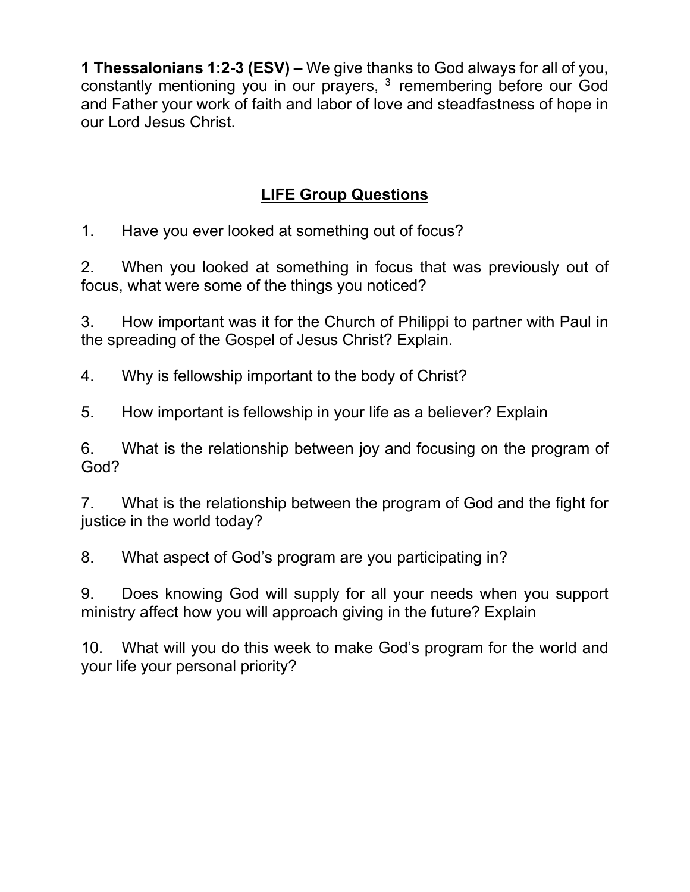**1 Thessalonians 1:2-3 (ESV) –** We give thanks to God always for all of you, constantly mentioning you in our prayers, [3] remembering before our God and Father your work of faith and labor of love and steadfastness of hope in our Lord Jesus Christ.

## LIFE Group Questions

1. Have you ever looked at something out of focus?

2. When you looked at something in focus that was previously out of focus, what were some of the things you noticed?

3. How important was it for the Church of Philippi to partner with Paul in the spreading of the Gospel of Jesus Christ? Explain.

4. Why is fellowship important to the body of Christ?

5. How important is fellowship in your life as a believer? Explain

6. What is the relationship between joy and focusing on the program of God?

7. What is the relationship between the program of God and the fight for justice in the world today?

8. What aspect of God's program are you participating in?

9. Does knowing God will supply for all your needs when you support ministry affect how you will approach giving in the future? Explain

10. What will you do this week to make God's program for the world and your life your personal priority?